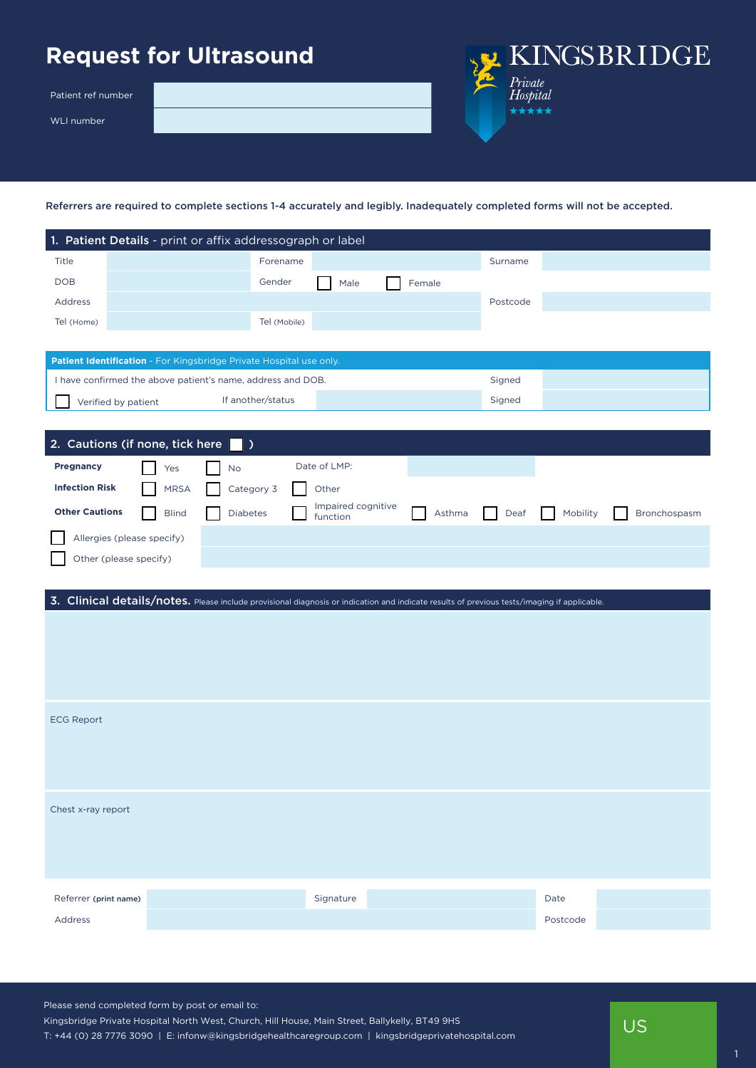# Request for Ultrasound

| Patient ref number | |
|---|---|
| WLI number | |

KINGSBRIDGE *Private Hospital* ★★★★★

**Referrers are required to complete sections 1-4 accurately and legibly. Inadequately completed forms will not be accepted.**

## 1. Patient Details - print or affix addressograph or label

| Title | | Forename | | Surname | |
|---|---|---|---|---|---|
| DOB | | Gender | ☐ Male ☐ Female | | |
| Address | | | | Postcode | |
| Tel (Home) | | Tel (Mobile) | | | |

**Patient Identification** - For Kingsbridge Private Hospital use only.

| I have confirmed the above patient's name, address and DOB. | | Signed | |
|---|---|---|---|
| ☐ Verified by patient | If another/status | Signed | |

## 2. Cautions (if none, tick here ☐ )

| | | | | | | | |
|---|---|---|---|---|---|---|---|
| **Pregnancy** | ☐ Yes | ☐ No | Date of LMP: | | | | |
| **Infection Risk** | ☐ MRSA | ☐ Category 3 | ☐ Other | | | | |
| **Other Cautions** | ☐ Blind | ☐ Diabetes | ☐ Impaired cognitive function | ☐ Asthma | ☐ Deaf | ☐ Mobility | ☐ Bronchospasm |

☐ Allergies (please specify)

☐ Other (please specify)

## 3. Clinical details/notes. Please include provisional diagnosis or indication and indicate results of previous tests/imaging if applicable.

ECG Report

Chest x-ray report

| Referrer **(print name)** | | Signature | | Date | |
|---|---|---|---|---|---|
| Address | | | | Postcode | |

Please send completed form by post or email to:
Kingsbridge Private Hospital North West, Church, Hill House, Main Street, Ballykelly, BT49 9HS
T: +44 (0) 28 7776 3090 | E: infonw@kingsbridgehealthcaregroup.com | kingsbridgeprivatehospital.com

US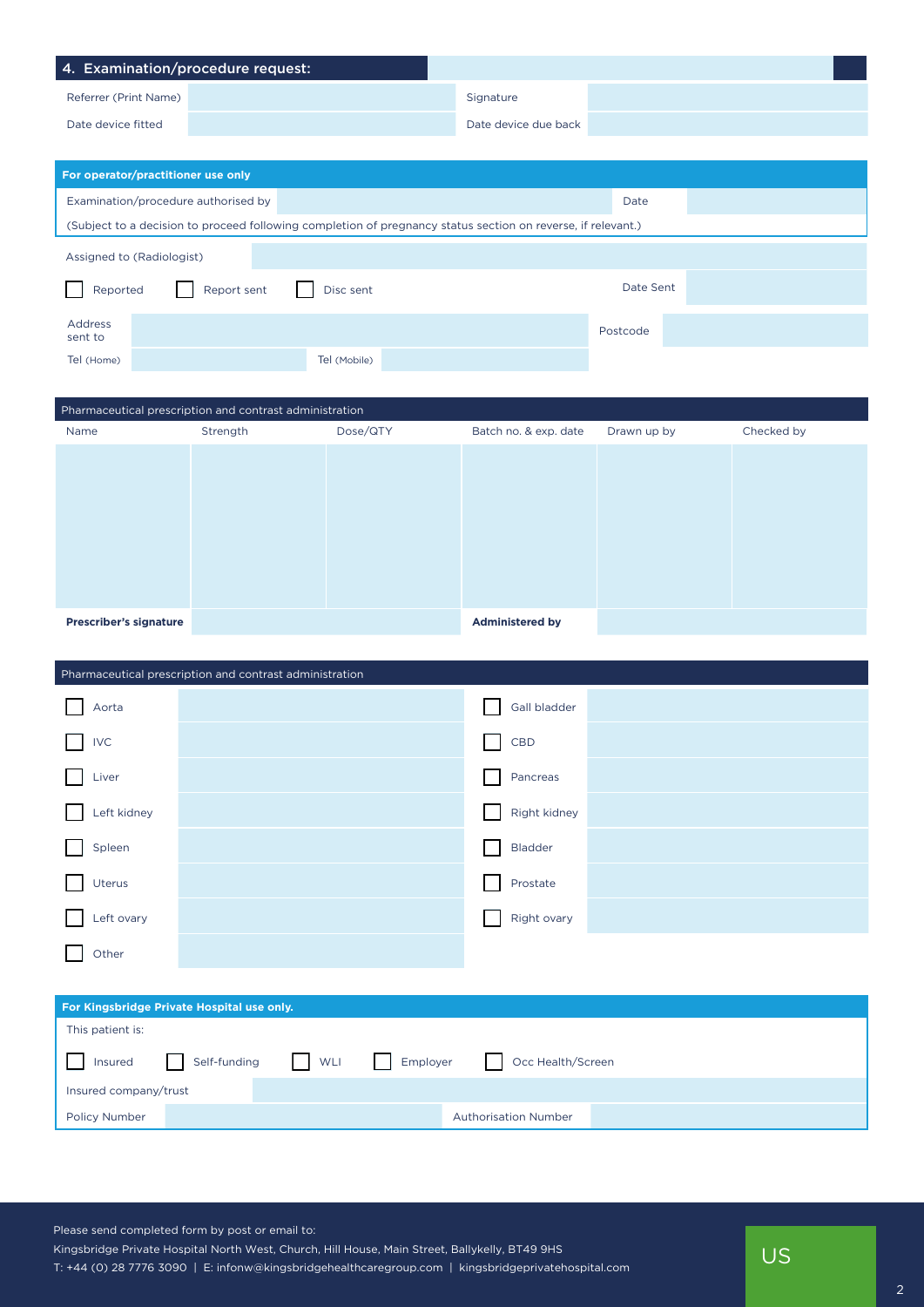## 4. Examination/procedure request:

| | | | |
|---|---|---|---|
| Referrer (Print Name) | | Signature | |
| Date device fitted | | Date device due back | |

**For operator/practitioner use only**

| | | | |
|---|---|---|---|
| Examination/procedure authorised by | | Date | |

(Subject to a decision to proceed following completion of pregnancy status section on reverse, if relevant.)

| | |
|---|---|
| Assigned to (Radiologist) | |

☐ Reported ☐ Report sent ☐ Disc sent Date Sent

| | | | |
|---|---|---|---|
| Address sent to | | Postcode | |
| Tel (Home) | | Tel (Mobile) | |

Pharmaceutical prescription and contrast administration

| Name | Strength | Dose/QTY | Batch no. & exp. date | Drawn up by | Checked by |
|---|---|---|---|---|---|
| | | | | | |

| | | | |
|---|---|---|---|
| **Prescriber's signature** | | **Administered by** | |

Pharmaceutical prescription and contrast administration

| | | | |
|---|---|---|---|
| ☐ Aorta | | ☐ Gall bladder | |
| ☐ IVC | | ☐ CBD | |
| ☐ Liver | | ☐ Pancreas | |
| ☐ Left kidney | | ☐ Right kidney | |
| ☐ Spleen | | ☐ Bladder | |
| ☐ Uterus | | ☐ Prostate | |
| ☐ Left ovary | | ☐ Right ovary | |
| ☐ Other | | | |

**For Kingsbridge Private Hospital use only.**

This patient is:

☐ Insured ☐ Self-funding ☐ WLI ☐ Employer ☐ Occ Health/Screen

| | | | |
|---|---|---|---|
| Insured company/trust | | | |
| Policy Number | | Authorisation Number | |

Please send completed form by post or email to:
Kingsbridge Private Hospital North West, Church, Hill House, Main Street, Ballykelly, BT49 9HS
T: +44 (0) 28 7776 3090 | E: infonw@kingsbridgehealthcaregroup.com | kingsbridgeprivatehospital.com

US